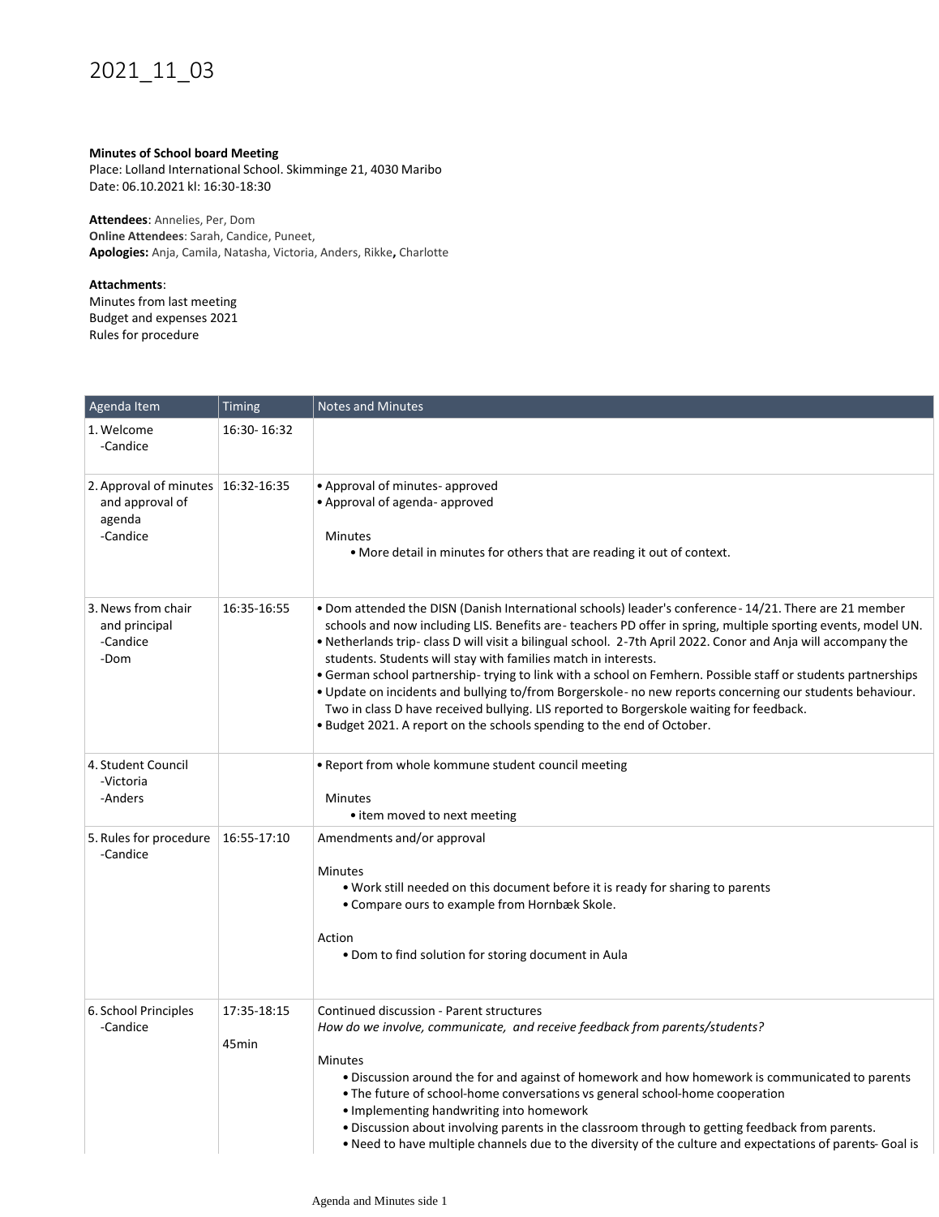# 2021_11_03

**Minutes of School board Meeting**
Place: Lolland International School. Skimminge 21, 4030 Maribo
Date: 06.10.2021 kl: 16:30-18:30

**Attendees**: Annelies, Per, Dom
**Online Attendees**: Sarah, Candice, Puneet,
**Apologies:** Anja, Camila, Natasha, Victoria, Anders, Rikke**,** Charlotte

**Attachments**:
Minutes from last meeting
Budget and expenses 2021
Rules for procedure

| Agenda Item | Timing | Notes and Minutes |
|---|---|---|
| 1. Welcome<br>-Candice | 16:30- 16:32 | |
| 2. Approval of minutes and approval of agenda<br>-Candice | 16:32-16:35 | • Approval of minutes- approved<br>• Approval of agenda- approved<br><br>Minutes<br>• More detail in minutes for others that are reading it out of context. |
| 3. News from chair and principal<br>-Candice<br>-Dom | 16:35-16:55 | • Dom attended the DISN (Danish International schools) leader's conference - 14/21. There are 21 member schools and now including LIS. Benefits are - teachers PD offer in spring, multiple sporting events, model UN.<br>• Netherlands trip- class D will visit a bilingual school. 2-7th April 2022. Conor and Anja will accompany the students. Students will stay with families match in interests.<br>• German school partnership- trying to link with a school on Femhern. Possible staff or students partnerships<br>• Update on incidents and bullying to/from Borgerskole - no new reports concerning our students behaviour. Two in class D have received bullying. LIS reported to Borgerskole waiting for feedback.<br>• Budget 2021. A report on the schools spending to the end of October. |
| 4. Student Council<br>-Victoria<br>-Anders | | • Report from whole kommune student council meeting<br><br>Minutes<br>• item moved to next meeting |
| 5. Rules for procedure<br>-Candice | 16:55-17:10 | Amendments and/or approval<br><br>Minutes<br>• Work still needed on this document before it is ready for sharing to parents<br>• Compare ours to example from Hornbæk Skole.<br><br>Action<br>• Dom to find solution for storing document in Aula |
| 6. School Principles<br>-Candice | 17:35-18:15<br><br>45min | Continued discussion - Parent structures<br>*How do we involve, communicate, and receive feedback from parents/students?*<br><br>Minutes<br>• Discussion around the for and against of homework and how homework is communicated to parents<br>• The future of school-home conversations vs general school-home cooperation<br>• Implementing handwriting into homework<br>• Discussion about involving parents in the classroom through to getting feedback from parents.<br>• Need to have multiple channels due to the diversity of the culture and expectations of parents- Goal is |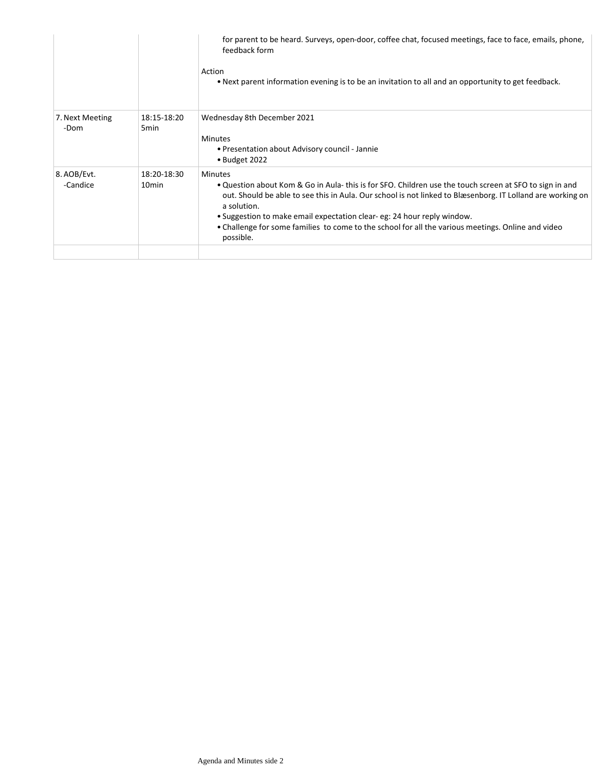| | | |
|---|---|---|
| | | for parent to be heard. Surveys, open-door, coffee chat, focused meetings, face to face, emails, phone, feedback form<br><br>Action<br>• Next parent information evening is to be an invitation to all and an opportunity to get feedback. |
| 7. Next Meeting<br>-Dom | 18:15-18:20<br>5min | Wednesday 8th December 2021<br><br>Minutes<br>• Presentation about Advisory council - Jannie<br>• Budget 2022 |
| 8. AOB/Evt.<br>-Candice | 18:20-18:30<br>10min | Minutes<br>• Question about Kom & Go in Aula- this is for SFO. Children use the touch screen at SFO to sign in and out. Should be able to see this in Aula. Our school is not linked to Blæsenborg. IT Lolland are working on a solution.<br>• Suggestion to make email expectation clear- eg: 24 hour reply window.<br>• Challenge for some families to come to the school for all the various meetings. Online and video possible. |
| | | |